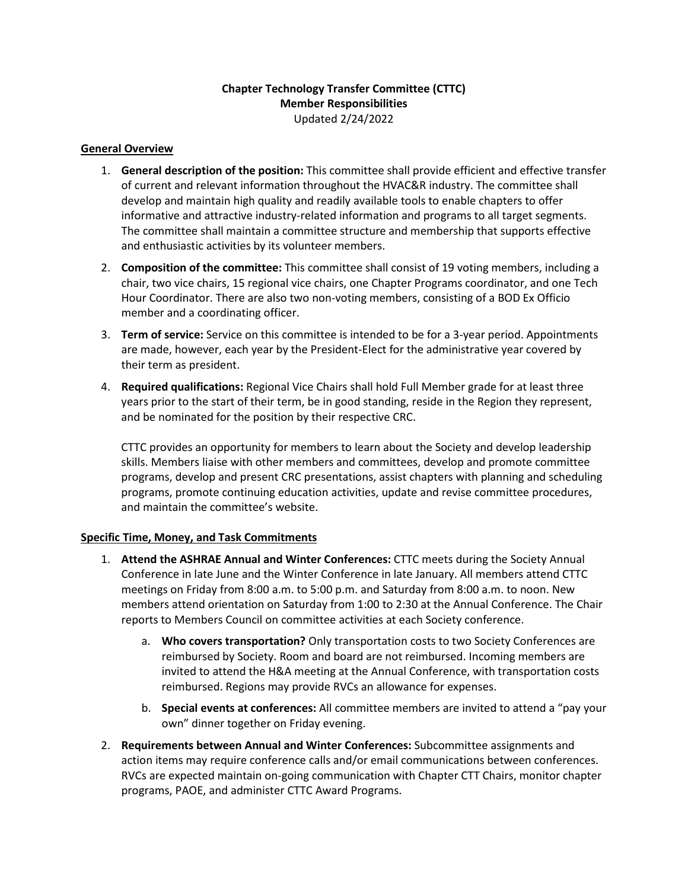**Chapter Technology Transfer Committee (CTTC)**
**Member Responsibilities**
Updated 2/24/2022

## General Overview

1. **General description of the position:** This committee shall provide efficient and effective transfer of current and relevant information throughout the HVAC&R industry. The committee shall develop and maintain high quality and readily available tools to enable chapters to offer informative and attractive industry-related information and programs to all target segments. The committee shall maintain a committee structure and membership that supports effective and enthusiastic activities by its volunteer members.
2. **Composition of the committee:** This committee shall consist of 19 voting members, including a chair, two vice chairs, 15 regional vice chairs, one Chapter Programs coordinator, and one Tech Hour Coordinator. There are also two non-voting members, consisting of a BOD Ex Officio member and a coordinating officer.
3. **Term of service:** Service on this committee is intended to be for a 3-year period. Appointments are made, however, each year by the President-Elect for the administrative year covered by their term as president.
4. **Required qualifications:** Regional Vice Chairs shall hold Full Member grade for at least three years prior to the start of their term, be in good standing, reside in the Region they represent, and be nominated for the position by their respective CRC.

   CTTC provides an opportunity for members to learn about the Society and develop leadership skills. Members liaise with other members and committees, develop and promote committee programs, develop and present CRC presentations, assist chapters with planning and scheduling programs, promote continuing education activities, update and revise committee procedures, and maintain the committee's website.

## Specific Time, Money, and Task Commitments

1. **Attend the ASHRAE Annual and Winter Conferences:** CTTC meets during the Society Annual Conference in late June and the Winter Conference in late January. All members attend CTTC meetings on Friday from 8:00 a.m. to 5:00 p.m. and Saturday from 8:00 a.m. to noon. New members attend orientation on Saturday from 1:00 to 2:30 at the Annual Conference. The Chair reports to Members Council on committee activities at each Society conference.
   a. **Who covers transportation?** Only transportation costs to two Society Conferences are reimbursed by Society. Room and board are not reimbursed. Incoming members are invited to attend the H&A meeting at the Annual Conference, with transportation costs reimbursed. Regions may provide RVCs an allowance for expenses.
   b. **Special events at conferences:** All committee members are invited to attend a "pay your own" dinner together on Friday evening.
2. **Requirements between Annual and Winter Conferences:** Subcommittee assignments and action items may require conference calls and/or email communications between conferences. RVCs are expected maintain on-going communication with Chapter CTT Chairs, monitor chapter programs, PAOE, and administer CTTC Award Programs.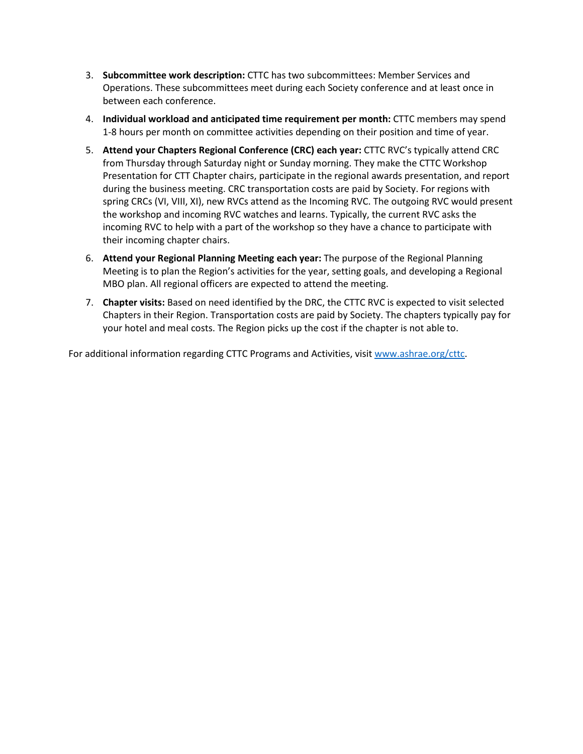3. **Subcommittee work description:** CTTC has two subcommittees: Member Services and Operations. These subcommittees meet during each Society conference and at least once in between each conference.
4. **Individual workload and anticipated time requirement per month:** CTTC members may spend 1-8 hours per month on committee activities depending on their position and time of year.
5. **Attend your Chapters Regional Conference (CRC) each year:** CTTC RVC's typically attend CRC from Thursday through Saturday night or Sunday morning. They make the CTTC Workshop Presentation for CTT Chapter chairs, participate in the regional awards presentation, and report during the business meeting. CRC transportation costs are paid by Society. For regions with spring CRCs (VI, VIII, XI), new RVCs attend as the Incoming RVC. The outgoing RVC would present the workshop and incoming RVC watches and learns. Typically, the current RVC asks the incoming RVC to help with a part of the workshop so they have a chance to participate with their incoming chapter chairs.
6. **Attend your Regional Planning Meeting each year:** The purpose of the Regional Planning Meeting is to plan the Region's activities for the year, setting goals, and developing a Regional MBO plan. All regional officers are expected to attend the meeting.
7. **Chapter visits:** Based on need identified by the DRC, the CTTC RVC is expected to visit selected Chapters in their Region. Transportation costs are paid by Society. The chapters typically pay for your hotel and meal costs. The Region picks up the cost if the chapter is not able to.

For additional information regarding CTTC Programs and Activities, visit [www.ashrae.org/cttc](http://www.ashrae.org/cttc).